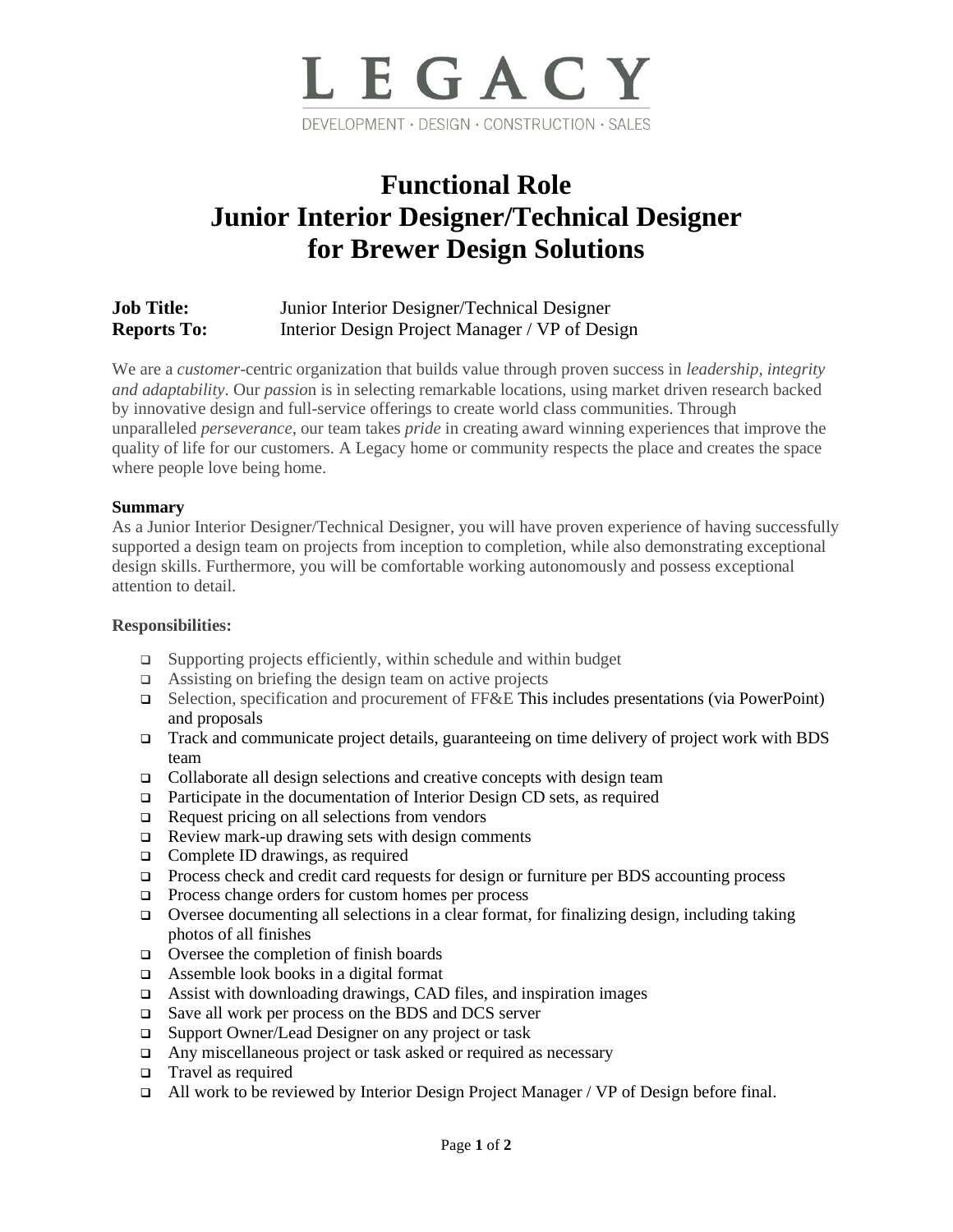# LEGACY

DEVELOPMENT · DESIGN · CONSTRUCTION · SALES

# Functional Role
# Junior Interior Designer/Technical Designer
# for Brewer Design Solutions

**Job Title:** Junior Interior Designer/Technical Designer
**Reports To:** Interior Design Project Manager / VP of Design

We are a *customer*-centric organization that builds value through proven success in *leadership, integrity and adaptability*. Our *passio*n is in selecting remarkable locations, using market driven research backed by innovative design and full-service offerings to create world class communities. Through unparalleled *perseverance,* our team takes *pride* in creating award winning experiences that improve the quality of life for our customers. A Legacy home or community respects the place and creates the space where people love being home.

**Summary**

As a Junior Interior Designer/Technical Designer, you will have proven experience of having successfully supported a design team on projects from inception to completion, while also demonstrating exceptional design skills. Furthermore, you will be comfortable working autonomously and possess exceptional attention to detail.

**Responsibilities:**

- Supporting projects efficiently, within schedule and within budget
- Assisting on briefing the design team on active projects
- Selection, specification and procurement of FF&E This includes presentations (via PowerPoint) and proposals
- Track and communicate project details, guaranteeing on time delivery of project work with BDS team
- Collaborate all design selections and creative concepts with design team
- Participate in the documentation of Interior Design CD sets, as required
- Request pricing on all selections from vendors
- Review mark-up drawing sets with design comments
- Complete ID drawings, as required
- Process check and credit card requests for design or furniture per BDS accounting process
- Process change orders for custom homes per process
- Oversee documenting all selections in a clear format, for finalizing design, including taking photos of all finishes
- Oversee the completion of finish boards
- Assemble look books in a digital format
- Assist with downloading drawings, CAD files, and inspiration images
- Save all work per process on the BDS and DCS server
- Support Owner/Lead Designer on any project or task
- Any miscellaneous project or task asked or required as necessary
- Travel as required
- All work to be reviewed by Interior Design Project Manager / VP of Design before final.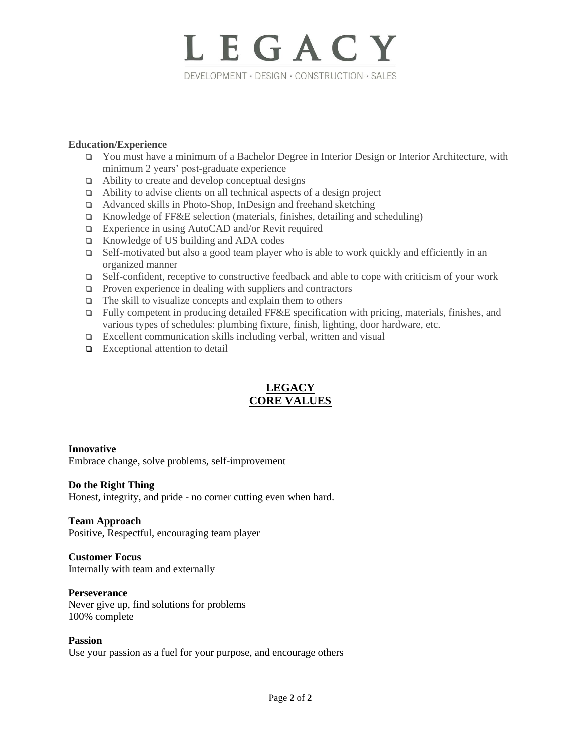**Education/Experience**

- You must have a minimum of a Bachelor Degree in Interior Design or Interior Architecture, with minimum 2 years' post-graduate experience
- Ability to create and develop conceptual designs
- Ability to advise clients on all technical aspects of a design project
- Advanced skills in Photo-Shop, InDesign and freehand sketching
- Knowledge of FF&E selection (materials, finishes, detailing and scheduling)
- Experience in using AutoCAD and/or Revit required
- Knowledge of US building and ADA codes
- Self-motivated but also a good team player who is able to work quickly and efficiently in an organized manner
- Self-confident, receptive to constructive feedback and able to cope with criticism of your work
- Proven experience in dealing with suppliers and contractors
- The skill to visualize concepts and explain them to others
- Fully competent in producing detailed FF&E specification with pricing, materials, finishes, and various types of schedules: plumbing fixture, finish, lighting, door hardware, etc.
- Excellent communication skills including verbal, written and visual
- Exceptional attention to detail

## LEGACY CORE VALUES

**Innovative**
Embrace change, solve problems, self-improvement

**Do the Right Thing**
Honest, integrity, and pride - no corner cutting even when hard.

**Team Approach**
Positive, Respectful, encouraging team player

**Customer Focus**
Internally with team and externally

**Perseverance**
Never give up, find solutions for problems
100% complete

**Passion**
Use your passion as a fuel for your purpose, and encourage others